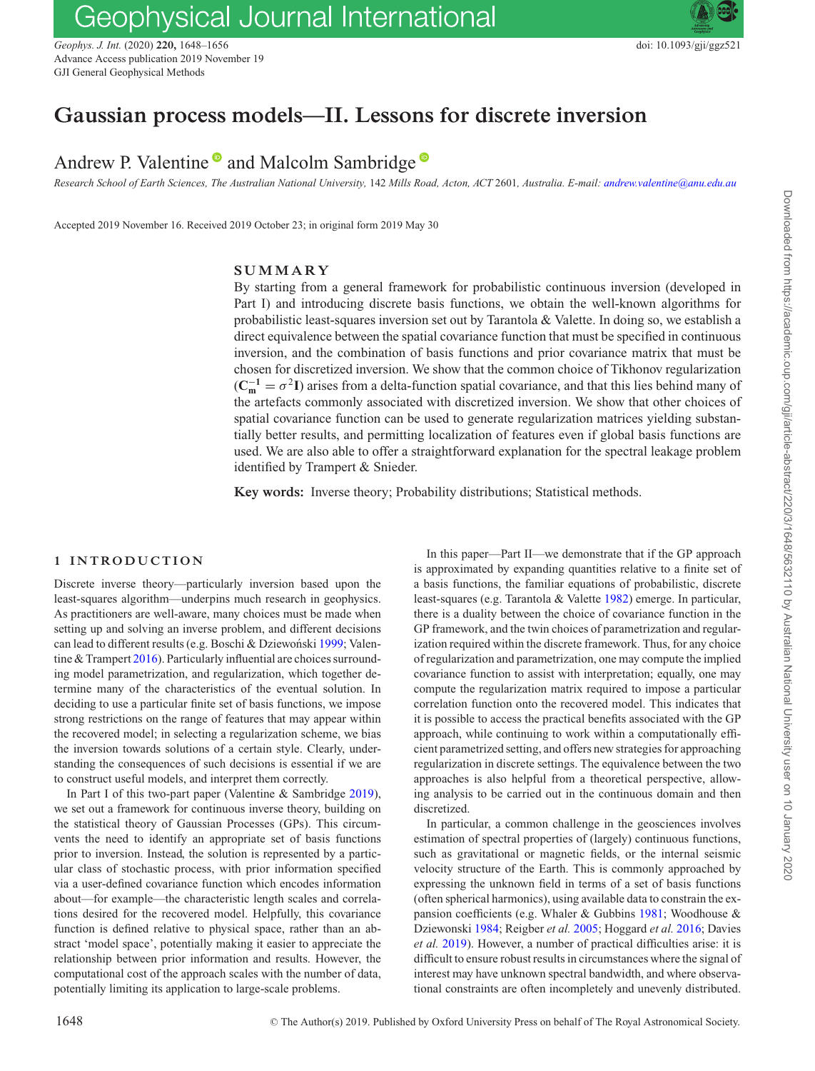# Gaussian process models—II. Lessons for discrete inversion

Andrew P. Valentine and Malcolm Sambridge

*Research School of Earth Sciences, The Australian National University,* 142 *Mills Road, Acton, ACT* 2601*, Australia. E-mail: andrew.valentine@anu.edu.au*

Accepted 2019 November 16. Received 2019 October 23; in original form 2019 May 30

## SUMMARY

By starting from a general framework for probabilistic continuous inversion (developed in Part I) and introducing discrete basis functions, we obtain the well-known algorithms for probabilistic least-squares inversion set out by Tarantola & Valette. In doing so, we establish a direct equivalence between the spatial covariance function that must be specified in continuous inversion, and the combination of basis functions and prior covariance matrix that must be chosen for discretized inversion. We show that the common choice of Tikhonov regularization ($\mathbf{C_m^{-1}} = \sigma^2\mathbf{I}$) arises from a delta-function spatial covariance, and that this lies behind many of the artefacts commonly associated with discretized inversion. We show that other choices of spatial covariance function can be used to generate regularization matrices yielding substantially better results, and permitting localization of features even if global basis functions are used. We are also able to offer a straightforward explanation for the spectral leakage problem identified by Trampert & Snieder.

**Key words:** Inverse theory; Probability distributions; Statistical methods.

## 1 INTRODUCTION

Discrete inverse theory—particularly inversion based upon the least-squares algorithm—underpins much research in geophysics. As practitioners are well-aware, many choices must be made when setting up and solving an inverse problem, and different decisions can lead to different results (e.g. Boschi & Dziewoński 1999; Valentine & Trampert 2016). Particularly influential are choices surrounding model parametrization, and regularization, which together determine many of the characteristics of the eventual solution. In deciding to use a particular finite set of basis functions, we impose strong restrictions on the range of features that may appear within the recovered model; in selecting a regularization scheme, we bias the inversion towards solutions of a certain style. Clearly, understanding the consequences of such decisions is essential if we are to construct useful models, and interpret them correctly.

In Part I of this two-part paper (Valentine & Sambridge 2019), we set out a framework for continuous inverse theory, building on the statistical theory of Gaussian Processes (GPs). This circumvents the need to identify an appropriate set of basis functions prior to inversion. Instead, the solution is represented by a particular class of stochastic process, with prior information specified via a user-defined covariance function which encodes information about—for example—the characteristic length scales and correlations desired for the recovered model. Helpfully, this covariance function is defined relative to physical space, rather than an abstract 'model space', potentially making it easier to appreciate the relationship between prior information and results. However, the computational cost of the approach scales with the number of data, potentially limiting its application to large-scale problems.

In this paper—Part II—we demonstrate that if the GP approach is approximated by expanding quantities relative to a finite set of a basis functions, the familiar equations of probabilistic, discrete least-squares (e.g. Tarantola & Valette 1982) emerge. In particular, there is a duality between the choice of covariance function in the GP framework, and the twin choices of parametrization and regularization required within the discrete framework. Thus, for any choice of regularization and parametrization, one may compute the implied covariance function to assist with interpretation; equally, one may compute the regularization matrix required to impose a particular correlation function onto the recovered model. This indicates that it is possible to access the practical benefits associated with the GP approach, while continuing to work within a computationally efficient parametrized setting, and offers new strategies for approaching regularization in discrete settings. The equivalence between the two approaches is also helpful from a theoretical perspective, allowing analysis to be carried out in the continuous domain and then discretized.

In particular, a common challenge in the geosciences involves estimation of spectral properties of (largely) continuous functions, such as gravitational or magnetic fields, or the internal seismic velocity structure of the Earth. This is commonly approached by expressing the unknown field in terms of a set of basis functions (often spherical harmonics), using available data to constrain the expansion coefficients (e.g. Whaler & Gubbins 1981; Woodhouse & Dziewonski 1984; Reigber *et al.* 2005; Hoggard *et al.* 2016; Davies *et al.* 2019). However, a number of practical difficulties arise: it is difficult to ensure robust results in circumstances where the signal of interest may have unknown spectral bandwidth, and where observational constraints are often incompletely and unevenly distributed.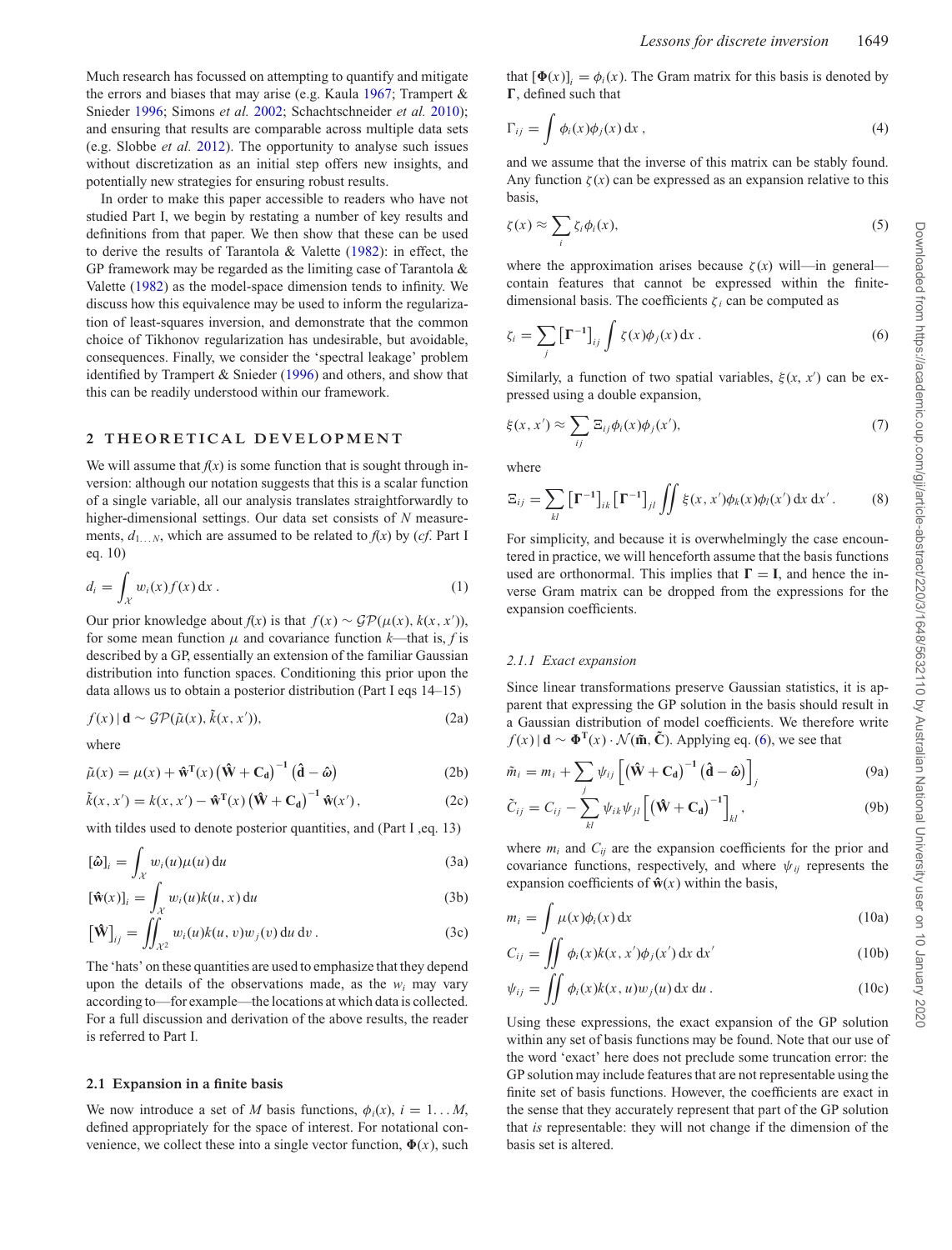Much research has focussed on attempting to quantify and mitigate the errors and biases that may arise (e.g. Kaula 1967; Trampert & Snieder 1996; Simons *et al.* 2002; Schachtschneider *et al.* 2010); and ensuring that results are comparable across multiple data sets (e.g. Slobbe *et al.* 2012). The opportunity to analyse such issues without discretization as an initial step offers new insights, and potentially new strategies for ensuring robust results.

In order to make this paper accessible to readers who have not studied Part I, we begin by restating a number of key results and definitions from that paper. We then show that these can be used to derive the results of Tarantola & Valette (1982): in effect, the GP framework may be regarded as the limiting case of Tarantola & Valette (1982) as the model-space dimension tends to infinity. We discuss how this equivalence may be used to inform the regularization of least-squares inversion, and demonstrate that the common choice of Tikhonov regularization has undesirable, but avoidable, consequences. Finally, we consider the 'spectral leakage' problem identified by Trampert & Snieder (1996) and others, and show that this can be readily understood within our framework.

## 2 THEORETICAL DEVELOPMENT

We will assume that $f(x)$ is some function that is sought through inversion: although our notation suggests that this is a scalar function of a single variable, all our analysis translates straightforwardly to higher-dimensional settings. Our data set consists of $N$ measurements, $d_{1\ldots N}$, which are assumed to be related to $f(x)$ by (*cf.* Part I eq. 10)

$$d_i = \int_{\mathcal{X}} w_i(x) f(x)\,\mathrm{d}x\,. \tag{1}$$

Our prior knowledge about $f(x)$ is that $f(x) \sim \mathcal{GP}(\mu(x), k(x, x'))$, for some mean function $\mu$ and covariance function $k$—that is, $f$ is described by a GP, essentially an extension of the familiar Gaussian distribution into function spaces. Conditioning this prior upon the data allows us to obtain a posterior distribution (Part I eqs 14–15)

$$f(x)\,|\,\mathbf{d} \sim \mathcal{GP}(\tilde{\mu}(x), \tilde{k}(x, x')), \tag{2a}$$

where

$$\tilde{\mu}(x) = \mu(x) + \hat{\mathbf{w}}^{\mathrm{T}}(x)\left(\hat{\mathbf{W}} + \mathbf{C_d}\right)^{-1}\left(\hat{\mathbf{d}} - \hat{\boldsymbol{\omega}}\right) \tag{2b}$$

$$\tilde{k}(x, x') = k(x, x') - \hat{\mathbf{w}}^{\mathrm{T}}(x)\left(\hat{\mathbf{W}} + \mathbf{C_d}\right)^{-1}\hat{\mathbf{w}}(x')\,, \tag{2c}$$

with tildes used to denote posterior quantities, and (Part I ,eq. 13)

$$[\hat{\boldsymbol{\omega}}]_i = \int_{\mathcal{X}} w_i(u)\mu(u)\,\mathrm{d}u \tag{3a}$$

$$[\hat{\mathbf{w}}(x)]_i = \int_{\mathcal{X}} w_i(u)k(u, x)\,\mathrm{d}u \tag{3b}$$

$$\left[\hat{\mathbf{W}}\right]_{ij} = \iint_{\mathcal{X}^2} w_i(u)k(u, v)w_j(v)\,\mathrm{d}u\,\mathrm{d}v\,. \tag{3c}$$

The 'hats' on these quantities are used to emphasize that they depend upon the details of the observations made, as the $w_i$ may vary according to—for example—the locations at which data is collected. For a full discussion and derivation of the above results, the reader is referred to Part I.

### 2.1 Expansion in a finite basis

We now introduce a set of $M$ basis functions, $\phi_i(x)$, $i = 1\ldots M$, defined appropriately for the space of interest. For notational convenience, we collect these into a single vector function, $\boldsymbol{\Phi}(x)$, such that $[\boldsymbol{\Phi}(x)]_i = \phi_i(x)$. The Gram matrix for this basis is denoted by $\boldsymbol{\Gamma}$, defined such that

$$\Gamma_{ij} = \int \phi_i(x)\phi_j(x)\,\mathrm{d}x\,, \tag{4}$$

and we assume that the inverse of this matrix can be stably found. Any function $\zeta(x)$ can be expressed as an expansion relative to this basis,

$$\zeta(x) \approx \sum_i \zeta_i \phi_i(x), \tag{5}$$

where the approximation arises because $\zeta(x)$ will—in general—contain features that cannot be expressed within the finite-dimensional basis. The coefficients $\zeta_i$ can be computed as

$$\zeta_i = \sum_j \left[\boldsymbol{\Gamma}^{-1}\right]_{ij} \int \zeta(x)\phi_j(x)\,\mathrm{d}x\,. \tag{6}$$

Similarly, a function of two spatial variables, $\xi(x, x')$ can be expressed using a double expansion,

$$\xi(x, x') \approx \sum_{ij} \Xi_{ij}\phi_i(x)\phi_j(x'), \tag{7}$$

where

$$\Xi_{ij} = \sum_{kl}\left[\boldsymbol{\Gamma}^{-1}\right]_{ik}\left[\boldsymbol{\Gamma}^{-1}\right]_{jl}\iint \xi(x, x')\phi_k(x)\phi_l(x')\,\mathrm{d}x\,\mathrm{d}x'\,. \tag{8}$$

For simplicity, and because it is overwhelmingly the case encountered in practice, we will henceforth assume that the basis functions used are orthonormal. This implies that $\boldsymbol{\Gamma} = \mathbf{I}$, and hence the inverse Gram matrix can be dropped from the expressions for the expansion coefficients.

#### 2.1.1 Exact expansion

Since linear transformations preserve Gaussian statistics, it is apparent that expressing the GP solution in the basis should result in a Gaussian distribution of model coefficients. We therefore write $f(x)\,|\,\mathbf{d} \sim \boldsymbol{\Phi}^{\mathrm{T}}(x)\cdot\mathcal{N}(\tilde{\mathbf{m}}, \tilde{\mathbf{C}})$. Applying eq. (6), we see that

$$\tilde{m}_i = m_i + \sum_j \psi_{ij}\left[\left(\hat{\mathbf{W}} + \mathbf{C_d}\right)^{-1}\left(\hat{\mathbf{d}} - \hat{\boldsymbol{\omega}}\right)\right]_j \tag{9a}$$

$$\tilde{C}_{ij} = C_{ij} - \sum_{kl}\psi_{ik}\psi_{jl}\left[\left(\hat{\mathbf{W}} + \mathbf{C_d}\right)^{-1}\right]_{kl}, \tag{9b}$$

where $m_i$ and $C_{ij}$ are the expansion coefficients for the prior and covariance functions, respectively, and where $\psi_{ij}$ represents the expansion coefficients of $\hat{\mathbf{w}}(x)$ within the basis,

$$m_i = \int \mu(x)\phi_i(x)\,\mathrm{d}x \tag{10a}$$

$$C_{ij} = \iint \phi_i(x)k(x, x')\phi_j(x')\,\mathrm{d}x\,\mathrm{d}x' \tag{10b}$$

$$\psi_{ij} = \iint \phi_i(x)k(x, u)w_j(u)\,\mathrm{d}x\,\mathrm{d}u\,. \tag{10c}$$

Using these expressions, the exact expansion of the GP solution within any set of basis functions may be found. Note that our use of the word 'exact' here does not preclude some truncation error: the GP solution may include features that are not representable using the finite set of basis functions. However, the coefficients are exact in the sense that they accurately represent that part of the GP solution that *is* representable: they will not change if the dimension of the basis set is altered.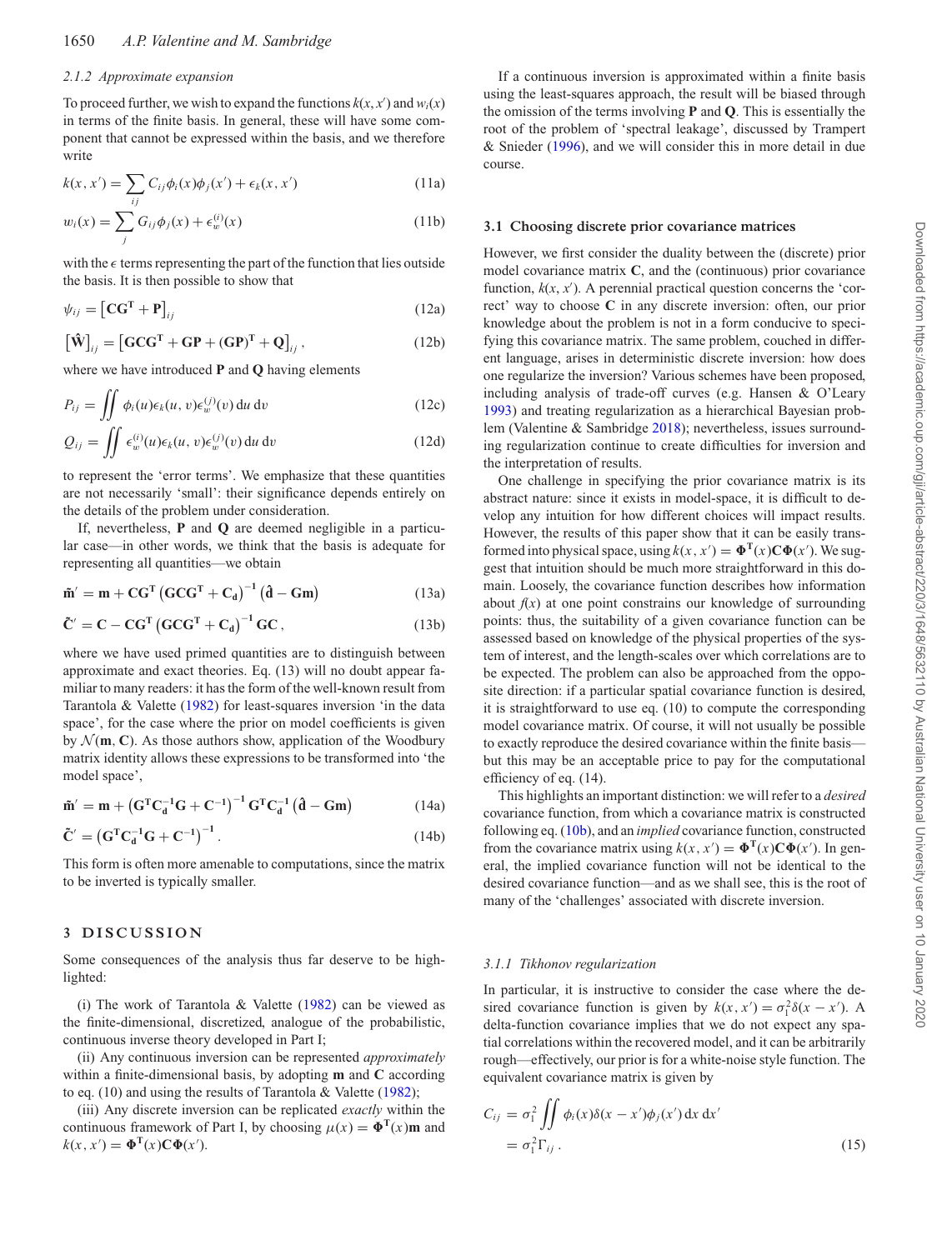#### 2.1.2 Approximate expansion

To proceed further, we wish to expand the functions $k(x, x')$ and $w_i(x)$ in terms of the finite basis. In general, these will have some component that cannot be expressed within the basis, and we therefore write

$$k(x, x') = \sum_{ij} C_{ij}\phi_i(x)\phi_j(x') + \epsilon_k(x, x') \tag{11a}$$

$$w_i(x) = \sum_j G_{ij}\phi_j(x) + \epsilon_w^{(i)}(x) \tag{11b}$$

with the $\epsilon$ terms representing the part of the function that lies outside the basis. It is then possible to show that

$$\psi_{ij} = \left[\mathbf{C}\mathbf{G}^\mathbf{T} + \mathbf{P}\right]_{ij} \tag{12a}$$

$$\left[\hat{\mathbf{W}}\right]_{ij} = \left[\mathbf{G}\mathbf{C}\mathbf{G}^\mathbf{T} + \mathbf{G}\mathbf{P} + (\mathbf{G}\mathbf{P})^\mathbf{T} + \mathbf{Q}\right]_{ij}, \tag{12b}$$

where we have introduced $\mathbf{P}$ and $\mathbf{Q}$ having elements

$$P_{ij} = \iint \phi_i(u)\epsilon_k(u, v)\epsilon_w^{(j)}(v)\,\mathrm{d}u\,\mathrm{d}v \tag{12c}$$

$$Q_{ij} = \iint \epsilon_w^{(i)}(u)\epsilon_k(u, v)\epsilon_w^{(j)}(v)\,\mathrm{d}u\,\mathrm{d}v \tag{12d}$$

to represent the 'error terms'. We emphasize that these quantities are not necessarily 'small': their significance depends entirely on the details of the problem under consideration.

If, nevertheless, $\mathbf{P}$ and $\mathbf{Q}$ are deemed negligible in a particular case—in other words, we think that the basis is adequate for representing all quantities—we obtain

$$\tilde{\mathbf{m}}' = \mathbf{m} + \mathbf{C}\mathbf{G}^\mathbf{T}\left(\mathbf{G}\mathbf{C}\mathbf{G}^\mathbf{T} + \mathbf{C_d}\right)^{-1}\left(\hat{\mathbf{d}} - \mathbf{G}\mathbf{m}\right) \tag{13a}$$

$$\tilde{\mathbf{C}}' = \mathbf{C} - \mathbf{C}\mathbf{G}^\mathbf{T}\left(\mathbf{G}\mathbf{C}\mathbf{G}^\mathbf{T} + \mathbf{C_d}\right)^{-1}\mathbf{G}\mathbf{C}, \tag{13b}$$

where we have used primed quantities are to distinguish between approximate and exact theories. Eq. (13) will no doubt appear familiar to many readers: it has the form of the well-known result from Tarantola & Valette (1982) for least-squares inversion 'in the data space', for the case where the prior on model coefficients is given by $\mathcal{N}(\mathbf{m}, \mathbf{C})$. As those authors show, application of the Woodbury matrix identity allows these expressions to be transformed into 'the model space',

$$\tilde{\mathbf{m}}' = \mathbf{m} + \left(\mathbf{G}^\mathbf{T}\mathbf{C}_\mathbf{d}^{-1}\mathbf{G} + \mathbf{C}^{-1}\right)^{-1}\mathbf{G}^\mathbf{T}\mathbf{C}_\mathbf{d}^{-1}\left(\hat{\mathbf{d}} - \mathbf{G}\mathbf{m}\right) \tag{14a}$$

$$\tilde{\mathbf{C}}' = \left(\mathbf{G}^\mathbf{T}\mathbf{C}_\mathbf{d}^{-1}\mathbf{G} + \mathbf{C}^{-1}\right)^{-1}. \tag{14b}$$

This form is often more amenable to computations, since the matrix to be inverted is typically smaller.

## 3 DISCUSSION

Some consequences of the analysis thus far deserve to be highlighted:

(i) The work of Tarantola & Valette (1982) can be viewed as the finite-dimensional, discretized, analogue of the probabilistic, continuous inverse theory developed in Part I;

(ii) Any continuous inversion can be represented *approximately* within a finite-dimensional basis, by adopting $\mathbf{m}$ and $\mathbf{C}$ according to eq. (10) and using the results of Tarantola & Valette (1982);

(iii) Any discrete inversion can be replicated *exactly* within the continuous framework of Part I, by choosing $\mu(x) = \mathbf{\Phi}^\mathbf{T}(x)\mathbf{m}$ and $k(x, x') = \mathbf{\Phi}^\mathbf{T}(x)\mathbf{C}\mathbf{\Phi}(x')$.

If a continuous inversion is approximated within a finite basis using the least-squares approach, the result will be biased through the omission of the terms involving $\mathbf{P}$ and $\mathbf{Q}$. This is essentially the root of the problem of 'spectral leakage', discussed by Trampert & Snieder (1996), and we will consider this in more detail in due course.

### 3.1 Choosing discrete prior covariance matrices

However, we first consider the duality between the (discrete) prior model covariance matrix $\mathbf{C}$, and the (continuous) prior covariance function, $k(x, x')$. A perennial practical question concerns the 'correct' way to choose $\mathbf{C}$ in any discrete inversion: often, our prior knowledge about the problem is not in a form conducive to specifying this covariance matrix. The same problem, couched in different language, arises in deterministic discrete inversion: how does one regularize the inversion? Various schemes have been proposed, including analysis of trade-off curves (e.g. Hansen & O'Leary 1993) and treating regularization as a hierarchical Bayesian problem (Valentine & Sambridge 2018); nevertheless, issues surrounding regularization continue to create difficulties for inversion and the interpretation of results.

One challenge in specifying the prior covariance matrix is its abstract nature: since it exists in model-space, it is difficult to develop any intuition for how different choices will impact results. However, the results of this paper show that it can be easily transformed into physical space, using $k(x, x') = \mathbf{\Phi}^\mathbf{T}(x)\mathbf{C}\mathbf{\Phi}(x')$. We suggest that intuition should be much more straightforward in this domain. Loosely, the covariance function describes how information about $f(x)$ at one point constrains our knowledge of surrounding points: thus, the suitability of a given covariance function can be assessed based on knowledge of the physical properties of the system of interest, and the length-scales over which correlations are to be expected. The problem can also be approached from the opposite direction: if a particular spatial covariance function is desired, it is straightforward to use eq. (10) to compute the corresponding model covariance matrix. Of course, it will not usually be possible to exactly reproduce the desired covariance within the finite basis—but this may be an acceptable price to pay for the computational efficiency of eq. (14).

This highlights an important distinction: we will refer to a *desired* covariance function, from which a covariance matrix is constructed following eq. (10b), and an *implied* covariance function, constructed from the covariance matrix using $k(x, x') = \mathbf{\Phi}^\mathbf{T}(x)\mathbf{C}\mathbf{\Phi}(x')$. In general, the implied covariance function will not be identical to the desired covariance function—and as we shall see, this is the root of many of the 'challenges' associated with discrete inversion.

#### 3.1.1 Tikhonov regularization

In particular, it is instructive to consider the case where the desired covariance function is given by $k(x, x') = \sigma_1^2\delta(x - x')$. A delta-function covariance implies that we do not expect any spatial correlations within the recovered model, and it can be arbitrarily rough—effectively, our prior is for a white-noise style function. The equivalent covariance matrix is given by

$$\begin{aligned} C_{ij} &= \sigma_1^2 \iint \phi_i(x)\delta(x - x')\phi_j(x')\,\mathrm{d}x\,\mathrm{d}x' \\ &= \sigma_1^2\Gamma_{ij}. \end{aligned} \tag{15}$$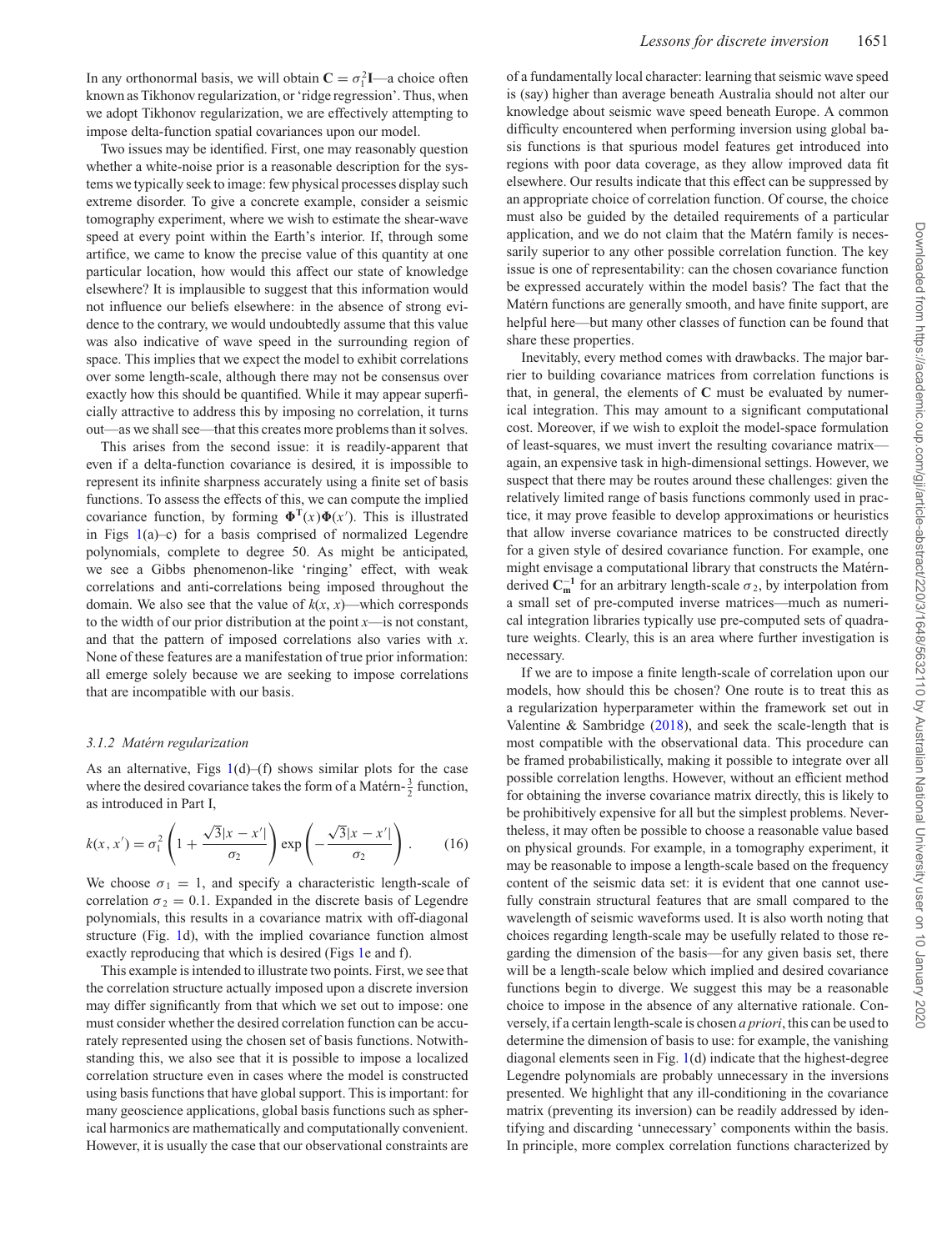In any orthonormal basis, we will obtain $\mathbf{C} = \sigma_1^2\mathbf{I}$—a choice often known as Tikhonov regularization, or 'ridge regression'. Thus, when we adopt Tikhonov regularization, we are effectively attempting to impose delta-function spatial covariances upon our model.

Two issues may be identified. First, one may reasonably question whether a white-noise prior is a reasonable description for the systems we typically seek to image: few physical processes display such extreme disorder. To give a concrete example, consider a seismic tomography experiment, where we wish to estimate the shear-wave speed at every point within the Earth's interior. If, through some artifice, we came to know the precise value of this quantity at one particular location, how would this affect our state of knowledge elsewhere? It is implausible to suggest that this information would not influence our beliefs elsewhere: in the absence of strong evidence to the contrary, we would undoubtedly assume that this value was also indicative of wave speed in the surrounding region of space. This implies that we expect the model to exhibit correlations over some length-scale, although there may not be consensus over exactly how this should be quantified. While it may appear superficially attractive to address this by imposing no correlation, it turns out—as we shall see—that this creates more problems than it solves.

This arises from the second issue: it is readily-apparent that even if a delta-function covariance is desired, it is impossible to represent its infinite sharpness accurately using a finite set of basis functions. To assess the effects of this, we can compute the implied covariance function, by forming $\mathbf{\Phi}^{\mathbf{T}}(x)\mathbf{\Phi}(x')$. This is illustrated in Figs 1(a)–c) for a basis comprised of normalized Legendre polynomials, complete to degree 50. As might be anticipated, we see a Gibbs phenomenon-like 'ringing' effect, with weak correlations and anti-correlations being imposed throughout the domain. We also see that the value of $k(x, x)$—which corresponds to the width of our prior distribution at the point $x$—is not constant, and that the pattern of imposed correlations also varies with $x$. None of these features are a manifestation of true prior information: all emerge solely because we are seeking to impose correlations that are incompatible with our basis.

#### *3.1.2 Matérn regularization*

As an alternative, Figs 1(d)–(f) shows similar plots for the case where the desired covariance takes the form of a Matérn-$\frac{3}{2}$ function, as introduced in Part I,

$$k(x, x') = \sigma_1^2 \left(1 + \frac{\sqrt{3}|x - x'|}{\sigma_2}\right) \exp\left(-\frac{\sqrt{3}|x - x'|}{\sigma_2}\right). \quad (16)$$

We choose $\sigma_1 = 1$, and specify a characteristic length-scale of correlation $\sigma_2 = 0.1$. Expanded in the discrete basis of Legendre polynomials, this results in a covariance matrix with off-diagonal structure (Fig. 1d), with the implied covariance function almost exactly reproducing that which is desired (Figs 1e and f).

This example is intended to illustrate two points. First, we see that the correlation structure actually imposed upon a discrete inversion may differ significantly from that which we set out to impose: one must consider whether the desired correlation function can be accurately represented using the chosen set of basis functions. Notwithstanding this, we also see that it is possible to impose a localized correlation structure even in cases where the model is constructed using basis functions that have global support. This is important: for many geoscience applications, global basis functions such as spherical harmonics are mathematically and computationally convenient. However, it is usually the case that our observational constraints are of a fundamentally local character: learning that seismic wave speed is (say) higher than average beneath Australia should not alter our knowledge about seismic wave speed beneath Europe. A common difficulty encountered when performing inversion using global basis functions is that spurious model features get introduced into regions with poor data coverage, as they allow improved data fit elsewhere. Our results indicate that this effect can be suppressed by an appropriate choice of correlation function. Of course, the choice must also be guided by the detailed requirements of a particular application, and we do not claim that the Matérn family is necessarily superior to any other possible correlation function. The key issue is one of representability: can the chosen covariance function be expressed accurately within the model basis? The fact that the Matérn functions are generally smooth, and have finite support, are helpful here—but many other classes of function can be found that share these properties.

Inevitably, every method comes with drawbacks. The major barrier to building covariance matrices from correlation functions is that, in general, the elements of $\mathbf{C}$ must be evaluated by numerical integration. This may amount to a significant computational cost. Moreover, if we wish to exploit the model-space formulation of least-squares, we must invert the resulting covariance matrix—again, an expensive task in high-dimensional settings. However, we suspect that there may be routes around these challenges: given the relatively limited range of basis functions commonly used in practice, it may prove feasible to develop approximations or heuristics that allow inverse covariance matrices to be constructed directly for a given style of desired covariance function. For example, one might envisage a computational library that constructs the Matérn-derived $\mathbf{C}_{\mathbf{m}}^{-1}$ for an arbitrary length-scale $\sigma_2$, by interpolation from a small set of pre-computed inverse matrices—much as numerical integration libraries typically use pre-computed sets of quadrature weights. Clearly, this is an area where further investigation is necessary.

If we are to impose a finite length-scale of correlation upon our models, how should this be chosen? One route is to treat this as a regularization hyperparameter within the framework set out in Valentine & Sambridge (2018), and seek the scale-length that is most compatible with the observational data. This procedure can be framed probabilistically, making it possible to integrate over all possible correlation lengths. However, without an efficient method for obtaining the inverse covariance matrix directly, this is likely to be prohibitively expensive for all but the simplest problems. Nevertheless, it may often be possible to choose a reasonable value based on physical grounds. For example, in a tomography experiment, it may be reasonable to impose a length-scale based on the frequency content of the seismic data set: it is evident that one cannot usefully constrain structural features that are small compared to the wavelength of seismic waveforms used. It is also worth noting that choices regarding length-scale may be usefully related to those regarding the dimension of the basis—for any given basis set, there will be a length-scale below which implied and desired covariance functions begin to diverge. We suggest this may be a reasonable choice to impose in the absence of any alternative rationale. Conversely, if a certain length-scale is chosen *a priori*, this can be used to determine the dimension of basis to use: for example, the vanishing diagonal elements seen in Fig. 1(d) indicate that the highest-degree Legendre polynomials are probably unnecessary in the inversions presented. We highlight that any ill-conditioning in the covariance matrix (preventing its inversion) can be readily addressed by identifying and discarding 'unnecessary' components within the basis. In principle, more complex correlation functions characterized by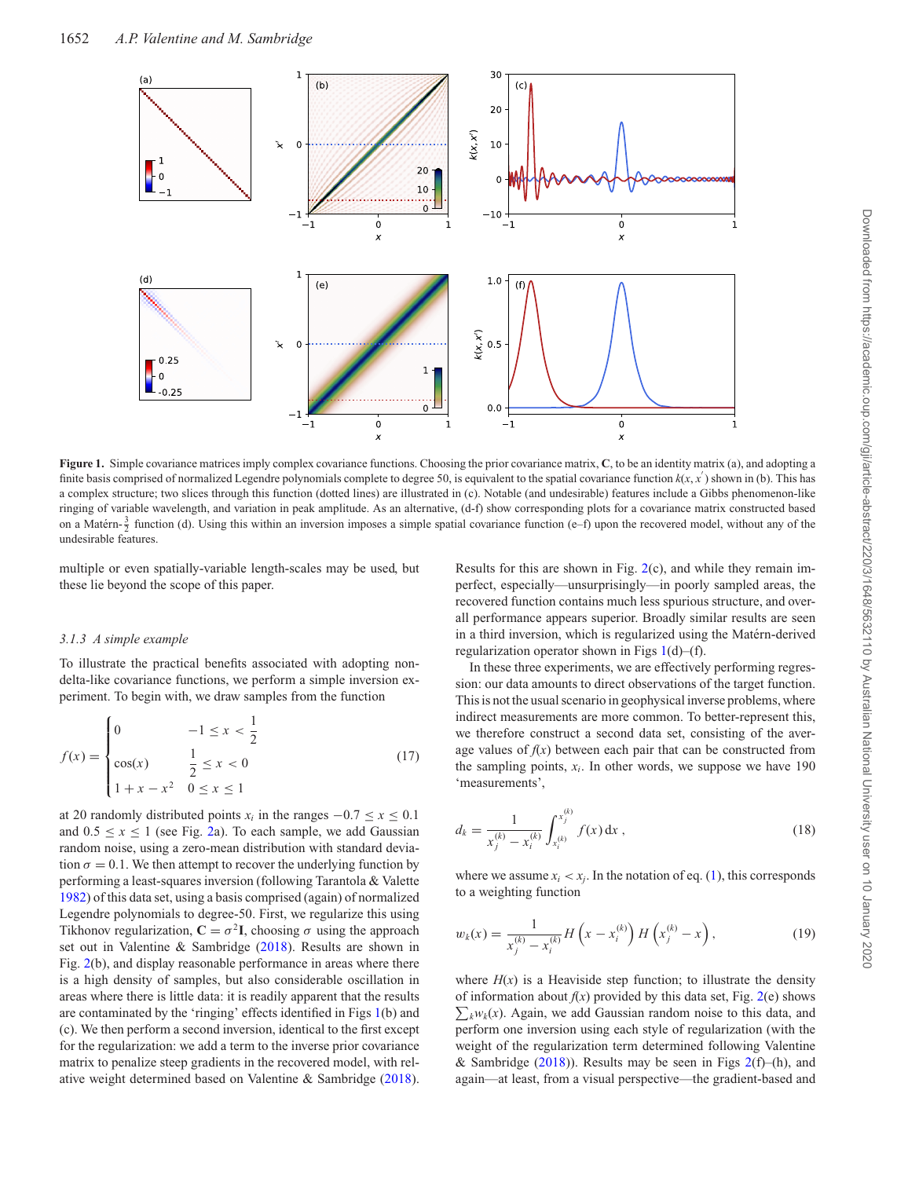**Figure 1.** Simple covariance matrices imply complex covariance functions. Choosing the prior covariance matrix, $\mathbf{C}$, to be an identity matrix (a), and adopting a finite basis comprised of normalized Legendre polynomials complete to degree 50, is equivalent to the spatial covariance function $k(x, x')$ shown in (b). This has a complex structure; two slices through this function (dotted lines) are illustrated in (c). Notable (and undesirable) features include a Gibbs phenomenon-like ringing of variable wavelength, and variation in peak amplitude. As an alternative, (d-f) show corresponding plots for a covariance matrix constructed based on a Matérn-$\frac{3}{2}$ function (d). Using this within an inversion imposes a simple spatial covariance function (e–f) upon the recovered model, without any of the undesirable features.

multiple or even spatially-variable length-scales may be used, but these lie beyond the scope of this paper.

### 3.1.3 A simple example

To illustrate the practical benefits associated with adopting non-delta-like covariance functions, we perform a simple inversion experiment. To begin with, we draw samples from the function

$$f(x) = \begin{cases} 0 & -1 \le x < \frac{1}{2} \\ \cos(x) & \frac{1}{2} \le x < 0 \\ 1 + x - x^2 & 0 \le x \le 1 \end{cases} \tag{17}$$

at 20 randomly distributed points $x_i$ in the ranges $-0.7 \le x \le 0.1$ and $0.5 \le x \le 1$ (see Fig. 2a). To each sample, we add Gaussian random noise, using a zero-mean distribution with standard deviation $\sigma = 0.1$. We then attempt to recover the underlying function by performing a least-squares inversion (following Tarantola & Valette 1982) of this data set, using a basis comprised (again) of normalized Legendre polynomials to degree-50. First, we regularize this using Tikhonov regularization, $\mathbf{C} = \sigma^2\mathbf{I}$, choosing $\sigma$ using the approach set out in Valentine & Sambridge (2018). Results are shown in Fig. 2(b), and display reasonable performance in areas where there is a high density of samples, but also considerable oscillation in areas where there is little data: it is readily apparent that the results are contaminated by the 'ringing' effects identified in Figs 1(b) and (c). We then perform a second inversion, identical to the first except for the regularization: we add a term to the inverse prior covariance matrix to penalize steep gradients in the recovered model, with relative weight determined based on Valentine & Sambridge (2018). Results for this are shown in Fig. 2(c), and while they remain imperfect, especially—unsurprisingly—in poorly sampled areas, the recovered function contains much less spurious structure, and overall performance appears superior. Broadly similar results are seen in a third inversion, which is regularized using the Matérn-derived regularization operator shown in Figs 1(d)–(f).

In these three experiments, we are effectively performing regression: our data amounts to direct observations of the target function. This is not the usual scenario in geophysical inverse problems, where indirect measurements are more common. To better-represent this, we therefore construct a second data set, consisting of the average values of $f(x)$ between each pair that can be constructed from the sampling points, $x_i$. In other words, we suppose we have 190 'measurements',

$$d_k = \frac{1}{x_j^{(k)} - x_i^{(k)}} \int_{x_i^{(k)}}^{x_j^{(k)}} f(x)\,\mathrm{d}x\,, \tag{18}$$

where we assume $x_i < x_j$. In the notation of eq. (1), this corresponds to a weighting function

$$w_k(x) = \frac{1}{x_j^{(k)} - x_i^{(k)}} H\left(x - x_i^{(k)}\right) H\left(x_j^{(k)} - x\right), \tag{19}$$

where $H(x)$ is a Heaviside step function; to illustrate the density of information about $f(x)$ provided by this data set, Fig. 2(e) shows $\sum_k w_k(x)$. Again, we add Gaussian random noise to this data, and perform one inversion using each style of regularization (with the weight of the regularization term determined following Valentine & Sambridge (2018)). Results may be seen in Figs 2(f)–(h), and again—at least, from a visual perspective—the gradient-based and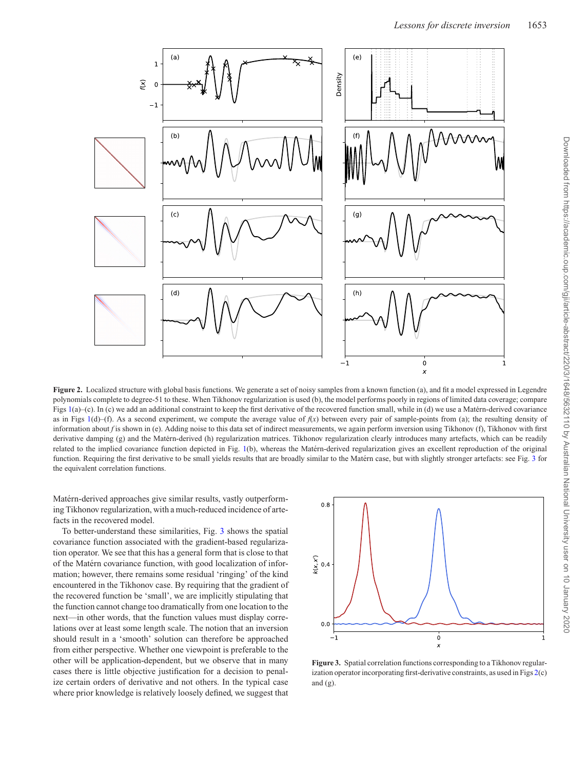**Figure 2.** Localized structure with global basis functions. We generate a set of noisy samples from a known function (a), and fit a model expressed in Legendre polynomials complete to degree-51 to these. When Tikhonov regularization is used (b), the model performs poorly in regions of limited data coverage; compare Figs 1(a)–(c). In (c) we add an additional constraint to keep the first derivative of the recovered function small, while in (d) we use a Matérn-derived covariance as in Figs 1(d)–(f). As a second experiment, we compute the average value of $f(x)$ between every pair of sample-points from (a); the resulting density of information about $f$ is shown in (e). Adding noise to this data set of indirect measurements, we again perform inversion using Tikhonov (f), Tikhonov with first derivative damping (g) and the Matérn-derived (h) regularization matrices. Tikhonov regularization clearly introduces many artefacts, which can be readily related to the implied covariance function depicted in Fig. 1(b), whereas the Matérn-derived regularization gives an excellent reproduction of the original function. Requiring the first derivative to be small yields results that are broadly similar to the Matérn case, but with slightly stronger artefacts: see Fig. 3 for the equivalent correlation functions.

Matérn-derived approaches give similar results, vastly outperforming Tikhonov regularization, with a much-reduced incidence of artefacts in the recovered model.

To better-understand these similarities, Fig. 3 shows the spatial covariance function associated with the gradient-based regularization operator. We see that this has a general form that is close to that of the Matérn covariance function, with good localization of information; however, there remains some residual 'ringing' of the kind encountered in the Tikhonov case. By requiring that the gradient of the recovered function be 'small', we are implicitly stipulating that the function cannot change too dramatically from one location to the next—in other words, that the function values must display correlations over at least some length scale. The notion that an inversion should result in a 'smooth' solution can therefore be approached from either perspective. Whether one viewpoint is preferable to the other will be application-dependent, but we observe that in many cases there is little objective justification for a decision to penalize certain orders of derivative and not others. In the typical case where prior knowledge is relatively loosely defined, we suggest that

**Figure 3.** Spatial correlation functions corresponding to a Tikhonov regularization operator incorporating first-derivative constraints, as used in Figs 2(c) and (g).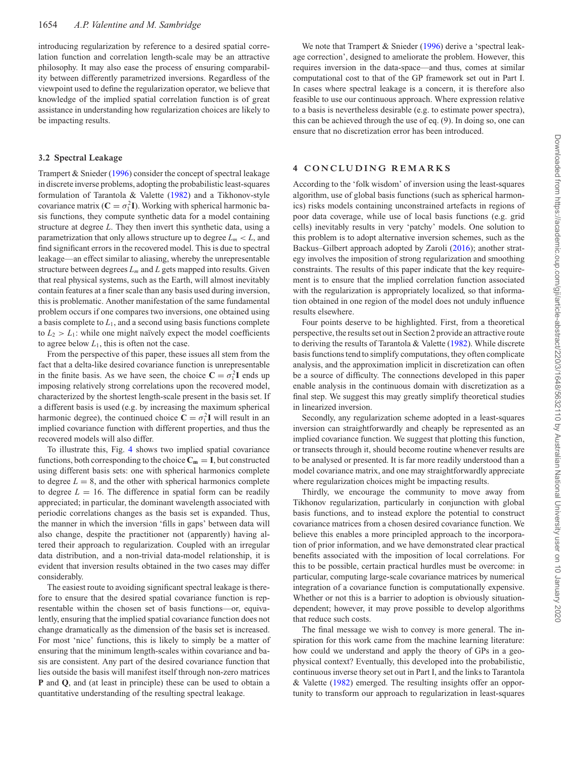introducing regularization by reference to a desired spatial correlation function and correlation length-scale may be an attractive philosophy. It may also ease the process of ensuring comparability between differently parametrized inversions. Regardless of the viewpoint used to define the regularization operator, we believe that knowledge of the implied spatial correlation function is of great assistance in understanding how regularization choices are likely to be impacting results.

### 3.2 Spectral Leakage

Trampert & Snieder (1996) consider the concept of spectral leakage in discrete inverse problems, adopting the probabilistic least-squares formulation of Tarantola & Valette (1982) and a Tikhonov-style covariance matrix ($\mathbf{C} = \sigma_1^2\mathbf{I}$). Working with spherical harmonic basis functions, they compute synthetic data for a model containing structure at degree $L$. They then invert this synthetic data, using a parametrization that only allows structure up to degree $L_m < L$, and find significant errors in the recovered model. This is due to spectral leakage—an effect similar to aliasing, whereby the unrepresentable structure between degrees $L_m$ and $L$ gets mapped into results. Given that real physical systems, such as the Earth, will almost inevitably contain features at a finer scale than any basis used during inversion, this is problematic. Another manifestation of the same fundamental problem occurs if one compares two inversions, one obtained using a basis complete to $L_1$, and a second using basis functions complete to $L_2 > L_1$: while one might naïvely expect the model coefficients to agree below $L_1$, this is often not the case.

From the perspective of this paper, these issues all stem from the fact that a delta-like desired covariance function is unrepresentable in the finite basis. As we have seen, the choice $\mathbf{C} = \sigma_1^2\mathbf{I}$ ends up imposing relatively strong correlations upon the recovered model, characterized by the shortest length-scale present in the basis set. If a different basis is used (e.g. by increasing the maximum spherical harmonic degree), the continued choice $\mathbf{C} = \sigma_1^2\mathbf{I}$ will result in an implied covariance function with different properties, and thus the recovered models will also differ.

To illustrate this, Fig. 4 shows two implied spatial covariance functions, both corresponding to the choice $\mathbf{C_m} = \mathbf{I}$, but constructed using different basis sets: one with spherical harmonics complete to degree $L = 8$, and the other with spherical harmonics complete to degree $L = 16$. The difference in spatial form can be readily appreciated; in particular, the dominant wavelength associated with periodic correlations changes as the basis set is expanded. Thus, the manner in which the inversion 'fills in gaps' between data will also change, despite the practitioner not (apparently) having altered their approach to regularization. Coupled with an irregular data distribution, and a non-trivial data-model relationship, it is evident that inversion results obtained in the two cases may differ considerably.

The easiest route to avoiding significant spectral leakage is therefore to ensure that the desired spatial covariance function is representable within the chosen set of basis functions—or, equivalently, ensuring that the implied spatial covariance function does not change dramatically as the dimension of the basis set is increased. For most 'nice' functions, this is likely to simply be a matter of ensuring that the minimum length-scales within covariance and basis are consistent. Any part of the desired covariance function that lies outside the basis will manifest itself through non-zero matrices $\mathbf{P}$ and $\mathbf{Q}$, and (at least in principle) these can be used to obtain a quantitative understanding of the resulting spectral leakage.

We note that Trampert & Snieder (1996) derive a 'spectral leakage correction', designed to ameliorate the problem. However, this requires inversion in the data-space—and thus, comes at similar computational cost to that of the GP framework set out in Part I. In cases where spectral leakage is a concern, it is therefore also feasible to use our continuous approach. Where expression relative to a basis is nevertheless desirable (e.g. to estimate power spectra), this can be achieved through the use of eq. (9). In doing so, one can ensure that no discretization error has been introduced.

## 4 CONCLUDING REMARKS

According to the 'folk wisdom' of inversion using the least-squares algorithm, use of global basis functions (such as spherical harmonics) risks models containing unconstrained artefacts in regions of poor data coverage, while use of local basis functions (e.g. grid cells) inevitably results in very 'patchy' models. One solution to this problem is to adopt alternative inversion schemes, such as the Backus–Gilbert approach adopted by Zaroli (2016); another strategy involves the imposition of strong regularization and smoothing constraints. The results of this paper indicate that the key requirement is to ensure that the implied correlation function associated with the regularization is appropriately localized, so that information obtained in one region of the model does not unduly influence results elsewhere.

Four points deserve to be highlighted. First, from a theoretical perspective, the results set out in Section 2 provide an attractive route to deriving the results of Tarantola & Valette (1982). While discrete basis functions tend to simplify computations, they often complicate analysis, and the approximation implicit in discretization can often be a source of difficulty. The connections developed in this paper enable analysis in the continuous domain with discretization as a final step. We suggest this may greatly simplify theoretical studies in linearized inversion.

Secondly, any regularization scheme adopted in a least-squares inversion can straightforwardly and cheaply be represented as an implied covariance function. We suggest that plotting this function, or transects through it, should become routine whenever results are to be analysed or presented. It is far more readily understood than a model covariance matrix, and one may straightforwardly appreciate where regularization choices might be impacting results.

Thirdly, we encourage the community to move away from Tikhonov regularization, particularly in conjunction with global basis functions, and to instead explore the potential to construct covariance matrices from a chosen desired covariance function. We believe this enables a more principled approach to the incorporation of prior information, and we have demonstrated clear practical benefits associated with the imposition of local correlations. For this to be possible, certain practical hurdles must be overcome: in particular, computing large-scale covariance matrices by numerical integration of a covariance function is computationally expensive. Whether or not this is a barrier to adoption is obviously situation-dependent; however, it may prove possible to develop algorithms that reduce such costs.

The final message we wish to convey is more general. The inspiration for this work came from the machine learning literature: how could we understand and apply the theory of GPs in a geophysical context? Eventually, this developed into the probabilistic, continuous inverse theory set out in Part I, and the links to Tarantola & Valette (1982) emerged. The resulting insights offer an opportunity to transform our approach to regularization in least-squares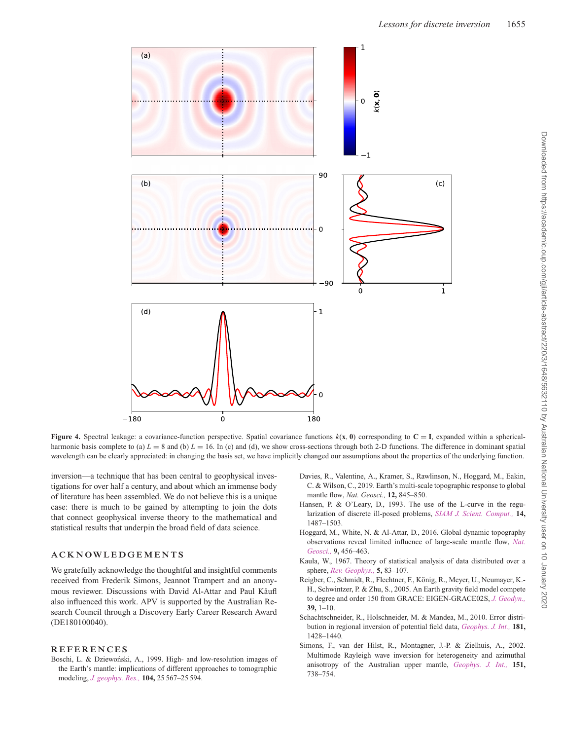**Figure 4.** Spectral leakage: a covariance-function perspective. Spatial covariance functions $k(\mathbf{x}, \mathbf{0})$ corresponding to $\mathbf{C} = \mathbf{I}$, expanded within a spherical-harmonic basis complete to (a) $L = 8$ and (b) $L = 16$. In (c) and (d), we show cross-sections through both 2-D functions. The difference in dominant spatial wavelength can be clearly appreciated: in changing the basis set, we have implicitly changed our assumptions about the properties of the underlying function.

inversion—a technique that has been central to geophysical investigations for over half a century, and about which an immense body of literature has been assembled. We do not believe this is a unique case: there is much to be gained by attempting to join the dots that connect geophysical inverse theory to the mathematical and statistical results that underpin the broad field of data science.

## ACKNOWLEDGEMENTS

We gratefully acknowledge the thoughtful and insightful comments received from Frederik Simons, Jeannot Trampert and an anonymous reviewer. Discussions with David Al-Attar and Paul Käufl also influenced this work. APV is supported by the Australian Research Council through a Discovery Early Career Research Award (DE180100040).

## REFERENCES

Boschi, L. & Dziewoński, A., 1999. High- and low-resolution images of the Earth's mantle: implications of different approaches to tomographic modeling, *J. geophys. Res.,* **104,** 25 567–25 594.

Davies, R., Valentine, A., Kramer, S., Rawlinson, N., Hoggard, M., Eakin, C. & Wilson, C., 2019. Earth's multi-scale topographic response to global mantle flow, *Nat. Geosci.,* **12,** 845–850.

Hansen, P. & O'Leary, D., 1993. The use of the L-curve in the regularization of discrete ill-posed problems, *SIAM J. Scient. Comput.,* **14,** 1487–1503.

Hoggard, M., White, N. & Al-Attar, D., 2016. Global dynamic topography observations reveal limited influence of large-scale mantle flow, *Nat. Geosci.,* **9,** 456–463.

Kaula, W., 1967. Theory of statistical analysis of data distributed over a sphere, *Rev. Geophys.,* **5,** 83–107.

Reigber, C., Schmidt, R., Flechtner, F., König, R., Meyer, U., Neumayer, K.-H., Schwintzer, P. & Zhu, S., 2005. An Earth gravity field model compete to degree and order 150 from GRACE: EIGEN-GRACE02S, *J. Geodyn.,* **39,** 1–10.

Schachtschneider, R., Holschneider, M. & Mandea, M., 2010. Error distribution in regional inversion of potential field data, *Geophys. J. Int.,* **181,** 1428–1440.

Simons, F., van der Hilst, R., Montagner, J.-P. & Zielhuis, A., 2002. Multimode Rayleigh wave inversion for heterogeneity and azimuthal anisotropy of the Australian upper mantle, *Geophys. J. Int.,* **151,** 738–754.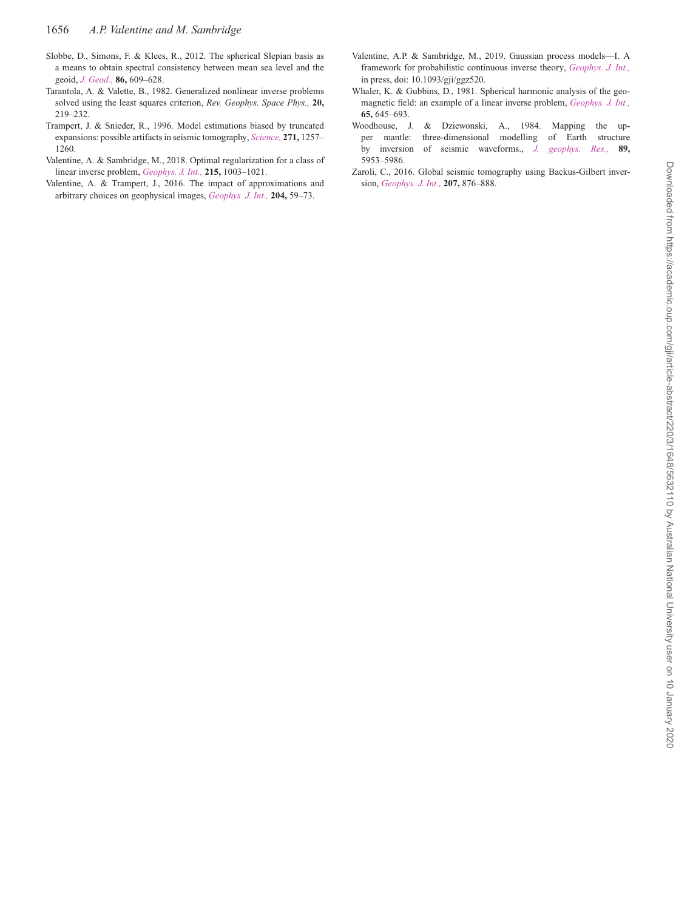Slobbe, D., Simons, F. & Klees, R., 2012. The spherical Slepian basis as a means to obtain spectral consistency between mean sea level and the geoid, *J. Geod.,* **86,** 609–628.

Tarantola, A. & Valette, B., 1982. Generalized nonlinear inverse problems solved using the least squares criterion, *Rev. Geophys. Space Phys.,* **20,** 219–232.

Trampert, J. & Snieder, R., 1996. Model estimations biased by truncated expansions: possible artifacts in seismic tomography, *Science,* **271,** 1257–1260.

Valentine, A. & Sambridge, M., 2018. Optimal regularization for a class of linear inverse problem, *Geophys. J. Int.,* **215,** 1003–1021.

Valentine, A. & Trampert, J., 2016. The impact of approximations and arbitrary choices on geophysical images, *Geophys. J. Int.,* **204,** 59–73.

Valentine, A.P. & Sambridge, M., 2019. Gaussian process models—I. A framework for probabilistic continuous inverse theory, *Geophys. J. Int.,* in press, doi: 10.1093/gji/ggz520.

Whaler, K. & Gubbins, D., 1981. Spherical harmonic analysis of the geomagnetic field: an example of a linear inverse problem, *Geophys. J. Int.,* **65,** 645–693.

Woodhouse, J. & Dziewonski, A., 1984. Mapping the upper mantle: three-dimensional modelling of Earth structure by inversion of seismic waveforms., *J. geophys. Res.,* **89,** 5953–5986.

Zaroli, C., 2016. Global seismic tomography using Backus-Gilbert inversion, *Geophys. J. Int.,* **207,** 876–888.